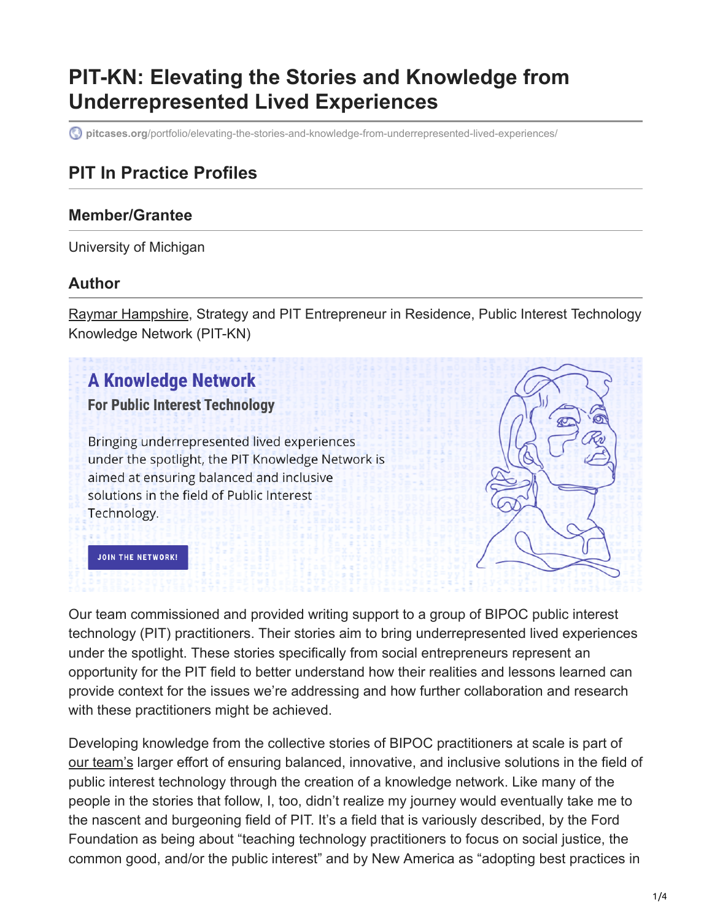# PIT-KN: Elevating the Stories and Knowledge from Underrepresented Lived Experiences

pitcases.org/portfolio/elevating-the-stories-and-knowledge-from-underrepresented-lived-experiences/

## PIT In Practice Profiles

### Member/Grantee

University of Michigan

### Author

Raymar Hampshire, Strategy and PIT Entrepreneur in Residence, Public Interest Technology Knowledge Network (PIT-KN)

**A Knowledge Network**

**For Public Interest Technology**

Bringing underrepresented lived experiences under the spotlight, the PIT Knowledge Network is aimed at ensuring balanced and inclusive solutions in the field of Public Interest Technology.

JOIN THE NETWORK!

Our team commissioned and provided writing support to a group of BIPOC public interest technology (PIT) practitioners. Their stories aim to bring underrepresented lived experiences under the spotlight. These stories specifically from social entrepreneurs represent an opportunity for the PIT field to better understand how their realities and lessons learned can provide context for the issues we're addressing and how further collaboration and research with these practitioners might be achieved.

Developing knowledge from the collective stories of BIPOC practitioners at scale is part of our team's larger effort of ensuring balanced, innovative, and inclusive solutions in the field of public interest technology through the creation of a knowledge network. Like many of the people in the stories that follow, I, too, didn't realize my journey would eventually take me to the nascent and burgeoning field of PIT. It's a field that is variously described, by the Ford Foundation as being about "teaching technology practitioners to focus on social justice, the common good, and/or the public interest" and by New America as "adopting best practices in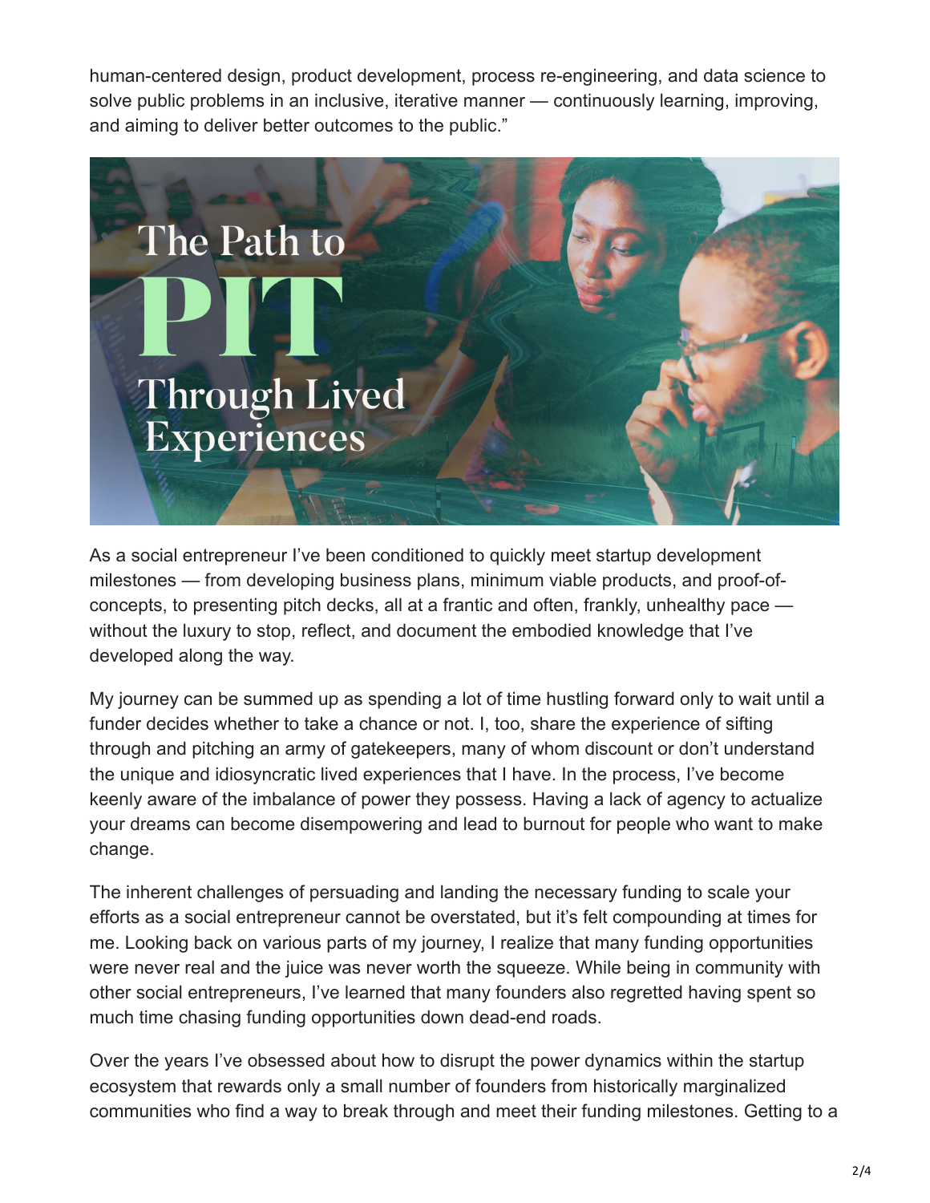human-centered design, product development, process re-engineering, and data science to solve public problems in an inclusive, iterative manner — continuously learning, improving, and aiming to deliver better outcomes to the public."

As a social entrepreneur I've been conditioned to quickly meet startup development milestones — from developing business plans, minimum viable products, and proof-of-concepts, to presenting pitch decks, all at a frantic and often, frankly, unhealthy pace — without the luxury to stop, reflect, and document the embodied knowledge that I've developed along the way.

My journey can be summed up as spending a lot of time hustling forward only to wait until a funder decides whether to take a chance or not. I, too, share the experience of sifting through and pitching an army of gatekeepers, many of whom discount or don't understand the unique and idiosyncratic lived experiences that I have. In the process, I've become keenly aware of the imbalance of power they possess. Having a lack of agency to actualize your dreams can become disempowering and lead to burnout for people who want to make change.

The inherent challenges of persuading and landing the necessary funding to scale your efforts as a social entrepreneur cannot be overstated, but it's felt compounding at times for me. Looking back on various parts of my journey, I realize that many funding opportunities were never real and the juice was never worth the squeeze. While being in community with other social entrepreneurs, I've learned that many founders also regretted having spent so much time chasing funding opportunities down dead-end roads.

Over the years I've obsessed about how to disrupt the power dynamics within the startup ecosystem that rewards only a small number of founders from historically marginalized communities who find a way to break through and meet their funding milestones. Getting to a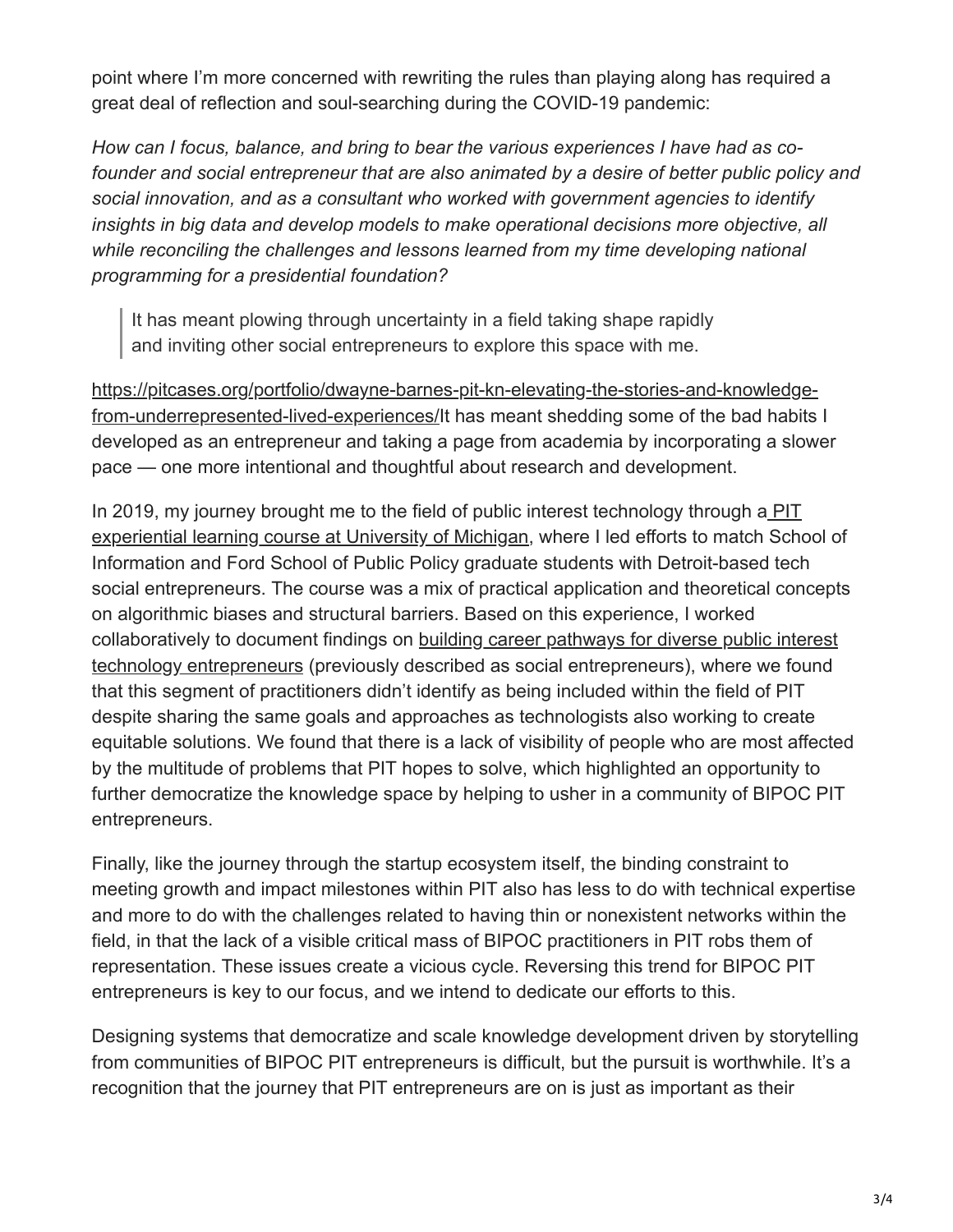point where I'm more concerned with rewriting the rules than playing along has required a great deal of reflection and soul-searching during the COVID-19 pandemic:

*How can I focus, balance, and bring to bear the various experiences I have had as co-founder and social entrepreneur that are also animated by a desire of better public policy and social innovation, and as a consultant who worked with government agencies to identify insights in big data and develop models to make operational decisions more objective, all while reconciling the challenges and lessons learned from my time developing national programming for a presidential foundation?*

> It has meant plowing through uncertainty in a field taking shape rapidly and inviting other social entrepreneurs to explore this space with me.

https://pitcases.org/portfolio/dwayne-barnes-pit-kn-elevating-the-stories-and-knowledge-from-underrepresented-lived-experiences/It has meant shedding some of the bad habits I developed as an entrepreneur and taking a page from academia by incorporating a slower pace — one more intentional and thoughtful about research and development.

In 2019, my journey brought me to the field of public interest technology through a PIT experiential learning course at University of Michigan, where I led efforts to match School of Information and Ford School of Public Policy graduate students with Detroit-based tech social entrepreneurs. The course was a mix of practical application and theoretical concepts on algorithmic biases and structural barriers. Based on this experience, I worked collaboratively to document findings on building career pathways for diverse public interest technology entrepreneurs (previously described as social entrepreneurs), where we found that this segment of practitioners didn't identify as being included within the field of PIT despite sharing the same goals and approaches as technologists also working to create equitable solutions. We found that there is a lack of visibility of people who are most affected by the multitude of problems that PIT hopes to solve, which highlighted an opportunity to further democratize the knowledge space by helping to usher in a community of BIPOC PIT entrepreneurs.

Finally, like the journey through the startup ecosystem itself, the binding constraint to meeting growth and impact milestones within PIT also has less to do with technical expertise and more to do with the challenges related to having thin or nonexistent networks within the field, in that the lack of a visible critical mass of BIPOC practitioners in PIT robs them of representation. These issues create a vicious cycle. Reversing this trend for BIPOC PIT entrepreneurs is key to our focus, and we intend to dedicate our efforts to this.

Designing systems that democratize and scale knowledge development driven by storytelling from communities of BIPOC PIT entrepreneurs is difficult, but the pursuit is worthwhile. It's a recognition that the journey that PIT entrepreneurs are on is just as important as their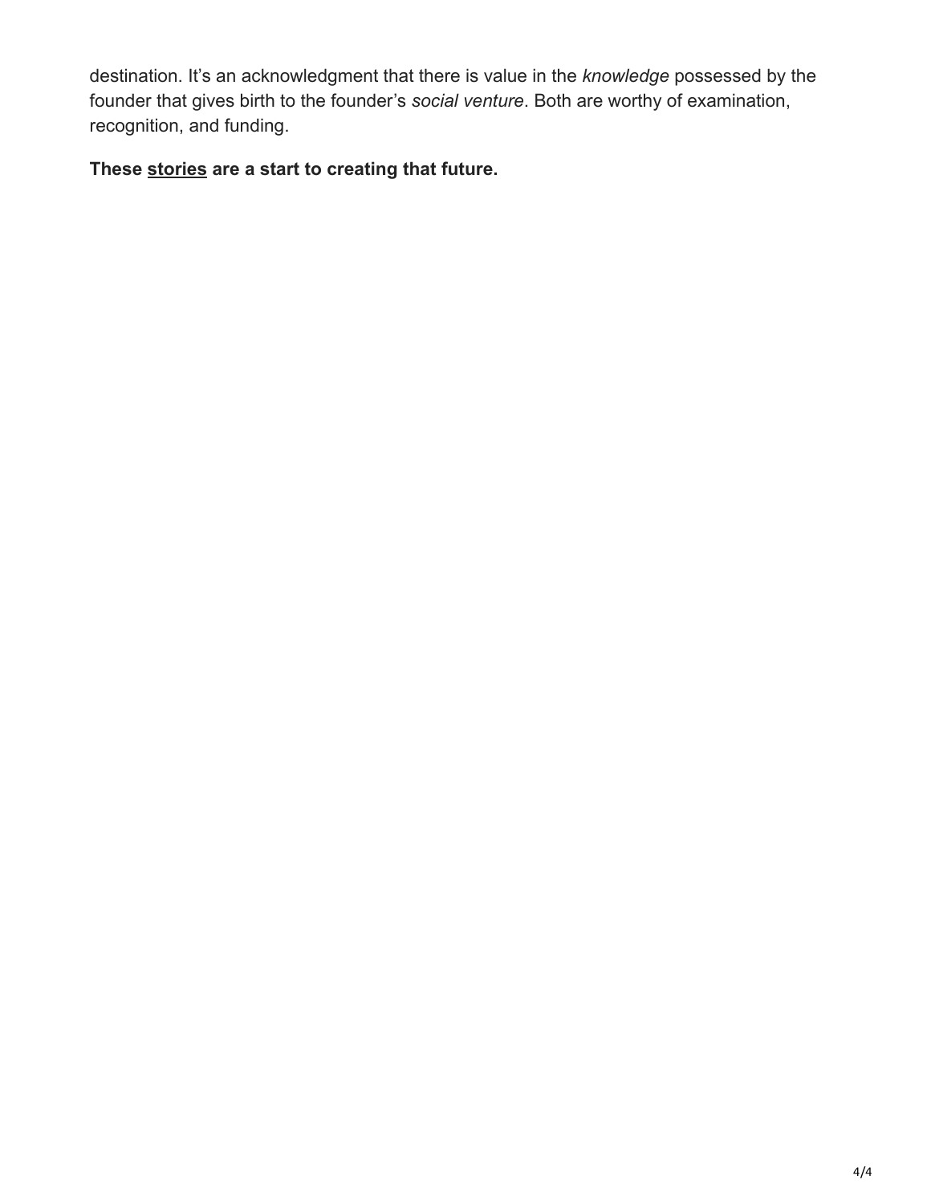destination. It's an acknowledgment that there is value in the *knowledge* possessed by the founder that gives birth to the founder's *social venture*. Both are worthy of examination, recognition, and funding.

**These stories are a start to creating that future.**